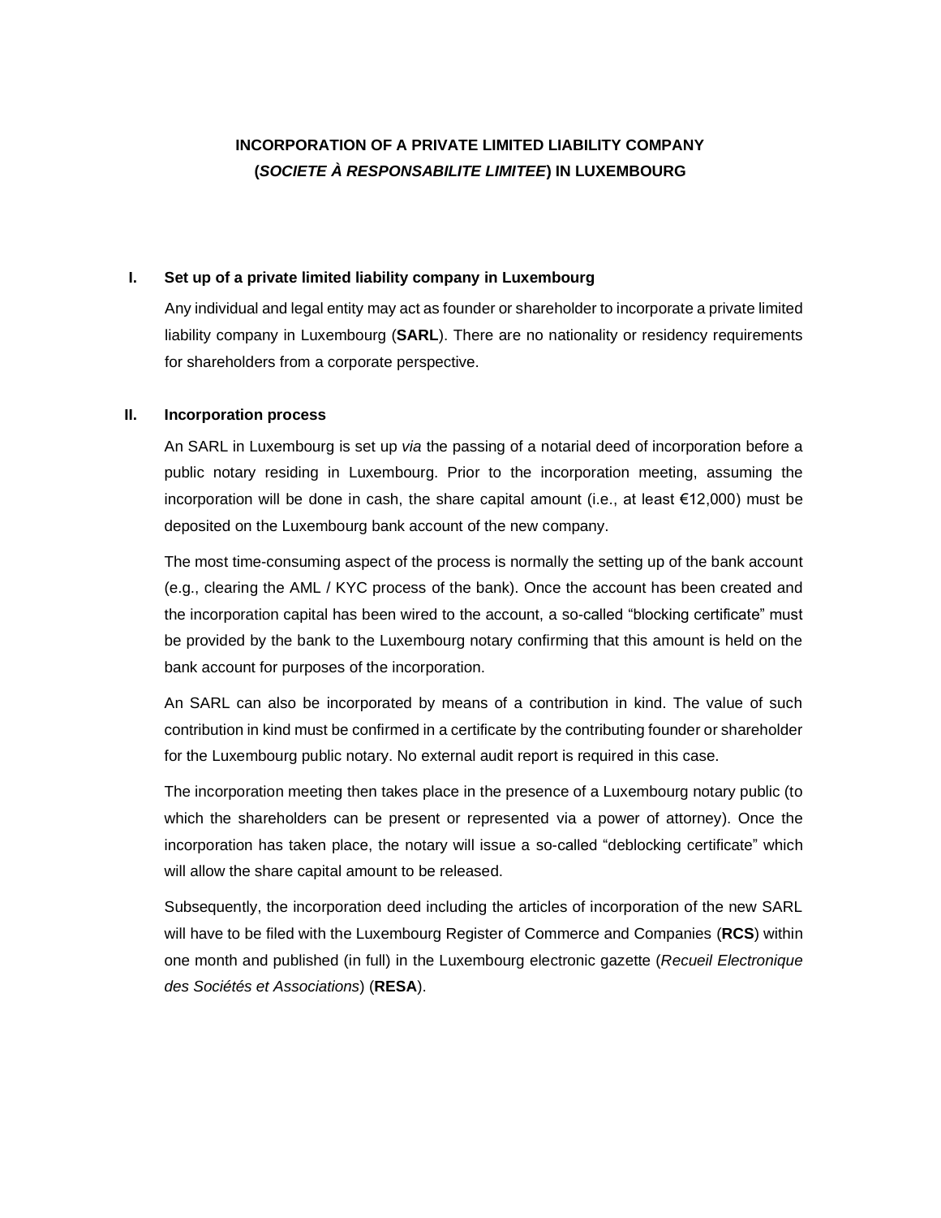# INCORPORATION OF A PRIVATE LIMITED LIABILITY COMPANY (*SOCIETE À RESPONSABILITE LIMITEE*) IN LUXEMBOURG

## I. Set up of a private limited liability company in Luxembourg

Any individual and legal entity may act as founder or shareholder to incorporate a private limited liability company in Luxembourg (**SARL**). There are no nationality or residency requirements for shareholders from a corporate perspective.

## II. Incorporation process

An SARL in Luxembourg is set up *via* the passing of a notarial deed of incorporation before a public notary residing in Luxembourg. Prior to the incorporation meeting, assuming the incorporation will be done in cash, the share capital amount (i.e., at least €12,000) must be deposited on the Luxembourg bank account of the new company.

The most time-consuming aspect of the process is normally the setting up of the bank account (e.g., clearing the AML / KYC process of the bank). Once the account has been created and the incorporation capital has been wired to the account, a so-called "blocking certificate" must be provided by the bank to the Luxembourg notary confirming that this amount is held on the bank account for purposes of the incorporation.

An SARL can also be incorporated by means of a contribution in kind. The value of such contribution in kind must be confirmed in a certificate by the contributing founder or shareholder for the Luxembourg public notary. No external audit report is required in this case.

The incorporation meeting then takes place in the presence of a Luxembourg notary public (to which the shareholders can be present or represented via a power of attorney). Once the incorporation has taken place, the notary will issue a so-called "deblocking certificate" which will allow the share capital amount to be released.

Subsequently, the incorporation deed including the articles of incorporation of the new SARL will have to be filed with the Luxembourg Register of Commerce and Companies (**RCS**) within one month and published (in full) in the Luxembourg electronic gazette (*Recueil Electronique des Sociétés et Associations*) (**RESA**).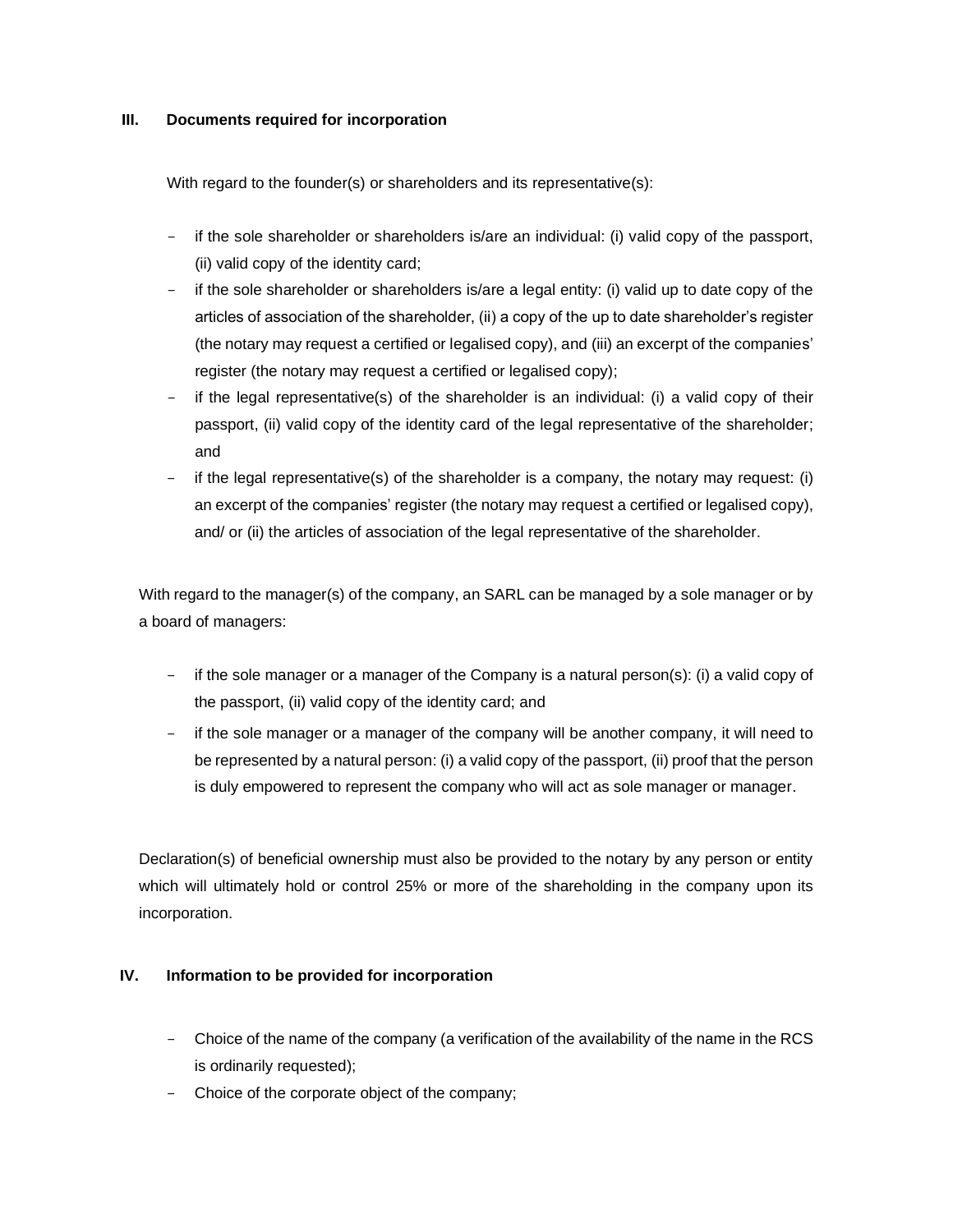## III. Documents required for incorporation

With regard to the founder(s) or shareholders and its representative(s):

- if the sole shareholder or shareholders is/are an individual: (i) valid copy of the passport, (ii) valid copy of the identity card;
- if the sole shareholder or shareholders is/are a legal entity: (i) valid up to date copy of the articles of association of the shareholder, (ii) a copy of the up to date shareholder's register (the notary may request a certified or legalised copy), and (iii) an excerpt of the companies' register (the notary may request a certified or legalised copy);
- if the legal representative(s) of the shareholder is an individual: (i) a valid copy of their passport, (ii) valid copy of the identity card of the legal representative of the shareholder; and
- if the legal representative(s) of the shareholder is a company, the notary may request: (i) an excerpt of the companies' register (the notary may request a certified or legalised copy), and/ or (ii) the articles of association of the legal representative of the shareholder.

With regard to the manager(s) of the company, an SARL can be managed by a sole manager or by a board of managers:

- if the sole manager or a manager of the Company is a natural person(s): (i) a valid copy of the passport, (ii) valid copy of the identity card; and
- if the sole manager or a manager of the company will be another company, it will need to be represented by a natural person: (i) a valid copy of the passport, (ii) proof that the person is duly empowered to represent the company who will act as sole manager or manager.

Declaration(s) of beneficial ownership must also be provided to the notary by any person or entity which will ultimately hold or control 25% or more of the shareholding in the company upon its incorporation.

## IV. Information to be provided for incorporation

- Choice of the name of the company (a verification of the availability of the name in the RCS is ordinarily requested);
- Choice of the corporate object of the company;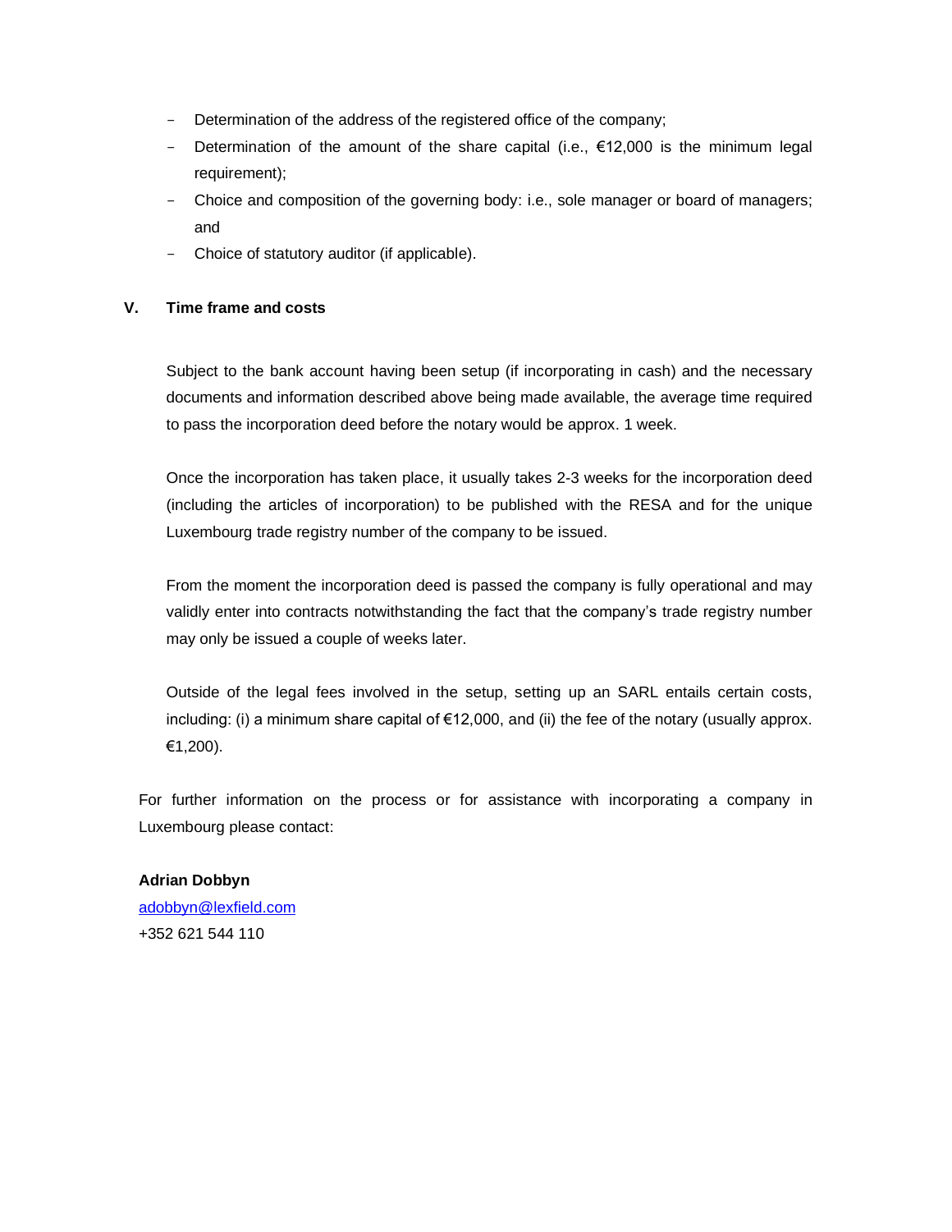- Determination of the address of the registered office of the company;
- Determination of the amount of the share capital (i.e., €12,000 is the minimum legal requirement);
- Choice and composition of the governing body: i.e., sole manager or board of managers; and
- Choice of statutory auditor (if applicable).

## V. Time frame and costs

Subject to the bank account having been setup (if incorporating in cash) and the necessary documents and information described above being made available, the average time required to pass the incorporation deed before the notary would be approx. 1 week.

Once the incorporation has taken place, it usually takes 2-3 weeks for the incorporation deed (including the articles of incorporation) to be published with the RESA and for the unique Luxembourg trade registry number of the company to be issued.

From the moment the incorporation deed is passed the company is fully operational and may validly enter into contracts notwithstanding the fact that the company's trade registry number may only be issued a couple of weeks later.

Outside of the legal fees involved in the setup, setting up an SARL entails certain costs, including: (i) a minimum share capital of €12,000, and (ii) the fee of the notary (usually approx. €1,200).

For further information on the process or for assistance with incorporating a company in Luxembourg please contact:

**Adrian Dobbyn**
adobbyn@lexfield.com
+352 621 544 110